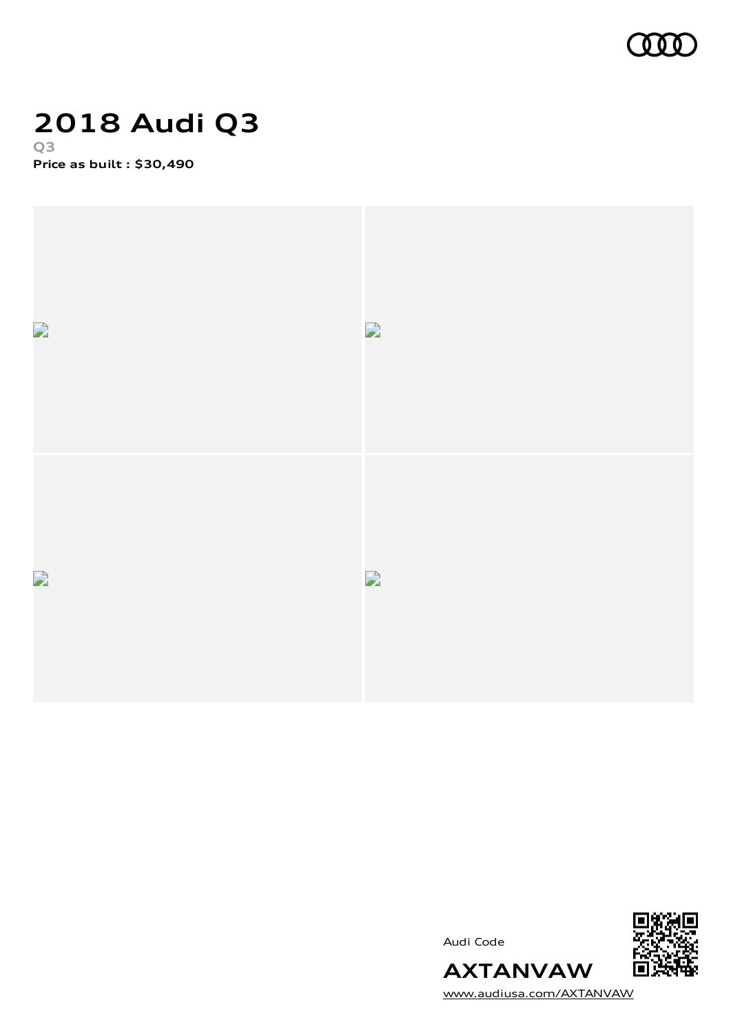# 2018 Audi Q3

Q3

**Price as built : $30,490**

Audi Code

**AXTANVAW**

www.audiusa.com/AXTANVAW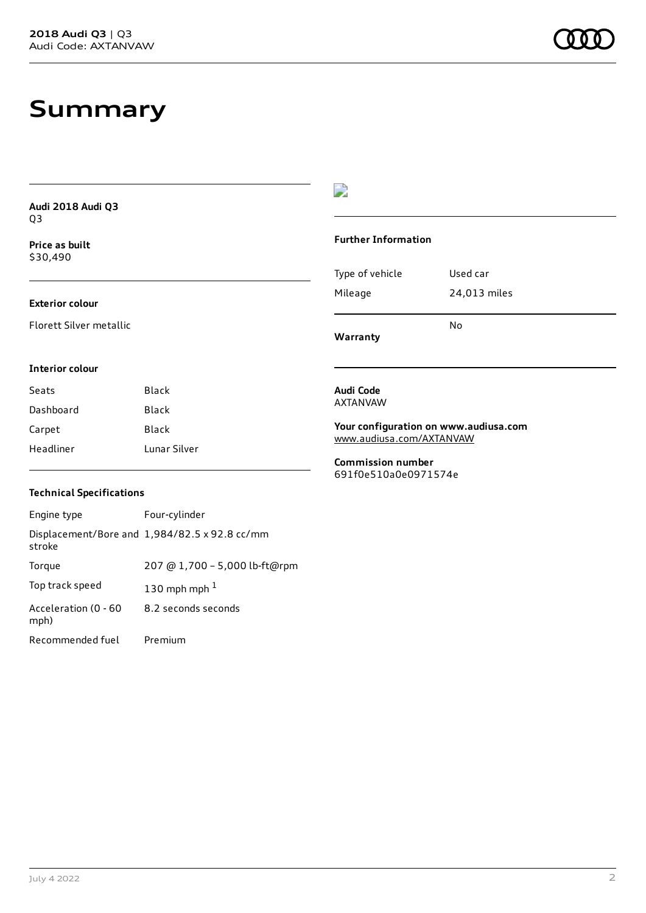# Summary

**Audi 2018 Audi Q3**
Q3

**Price as built**
$30,490

### Exterior colour

Florett Silver metallic

### Interior colour

| | |
|---|---|
| Seats | Black |
| Dashboard | Black |
| Carpet | Black |
| Headliner | Lunar Silver |

### Technical Specifications

| | |
|---|---|
| Engine type | Four-cylinder |
| Displacement/Bore and stroke | 1,984/82.5 x 92.8 cc/mm |
| Torque | 207 @ 1,700 – 5,000 lb-ft@rpm |
| Top track speed | 130 mph mph [1] |
| Acceleration (0 - 60 mph) | 8.2 seconds seconds |
| Recommended fuel | Premium |

### Further Information

| | |
|---|---|
| Type of vehicle | Used car |
| Mileage | 24,013 miles |
| **Warranty** | No |

**Audi Code**
AXTANVAW

**Your configuration on www.audiusa.com**
www.audiusa.com/AXTANVAW

**Commission number**
691f0e510a0e0971574e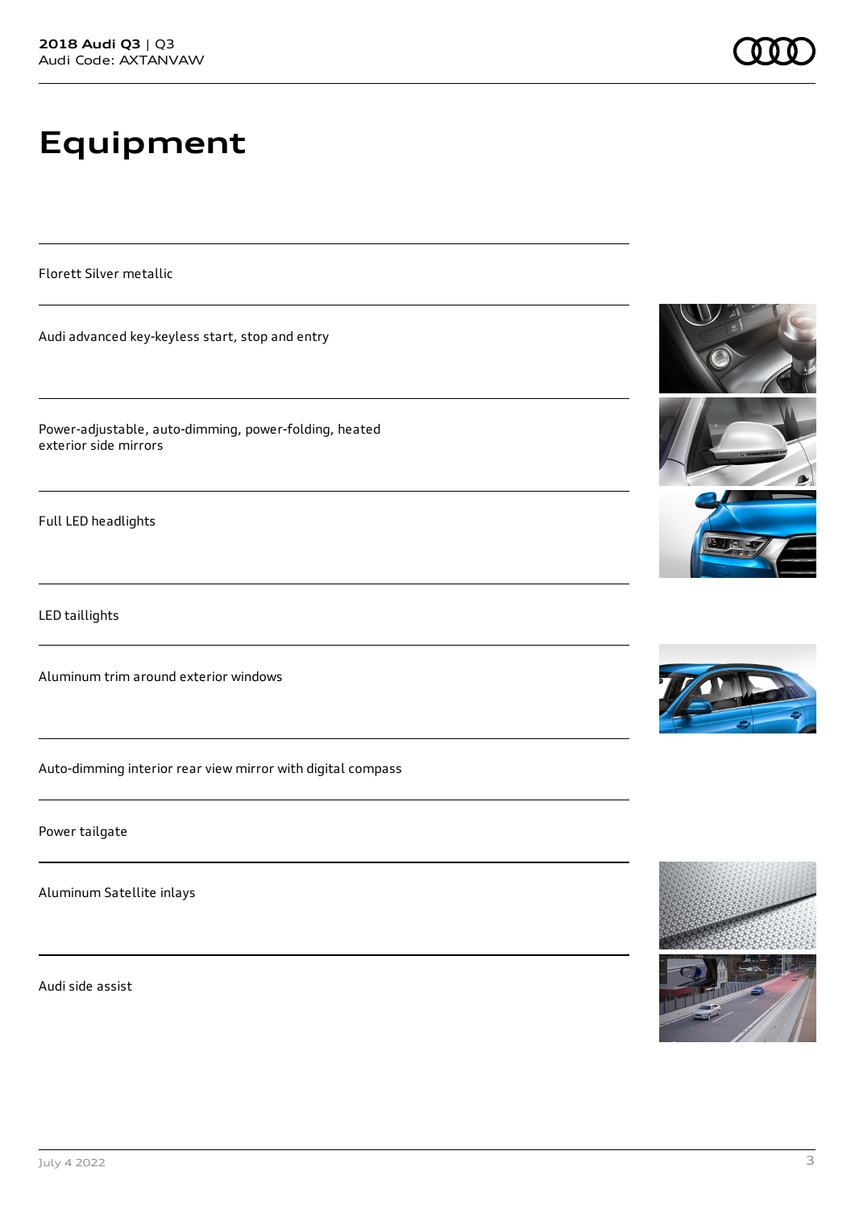# Equipment

Florett Silver metallic

Audi advanced key-keyless start, stop and entry

Power-adjustable, auto-dimming, power-folding, heated exterior side mirrors

Full LED headlights

LED taillights

Aluminum trim around exterior windows

Auto-dimming interior rear view mirror with digital compass

Power tailgate

Aluminum Satellite inlays

Audi side assist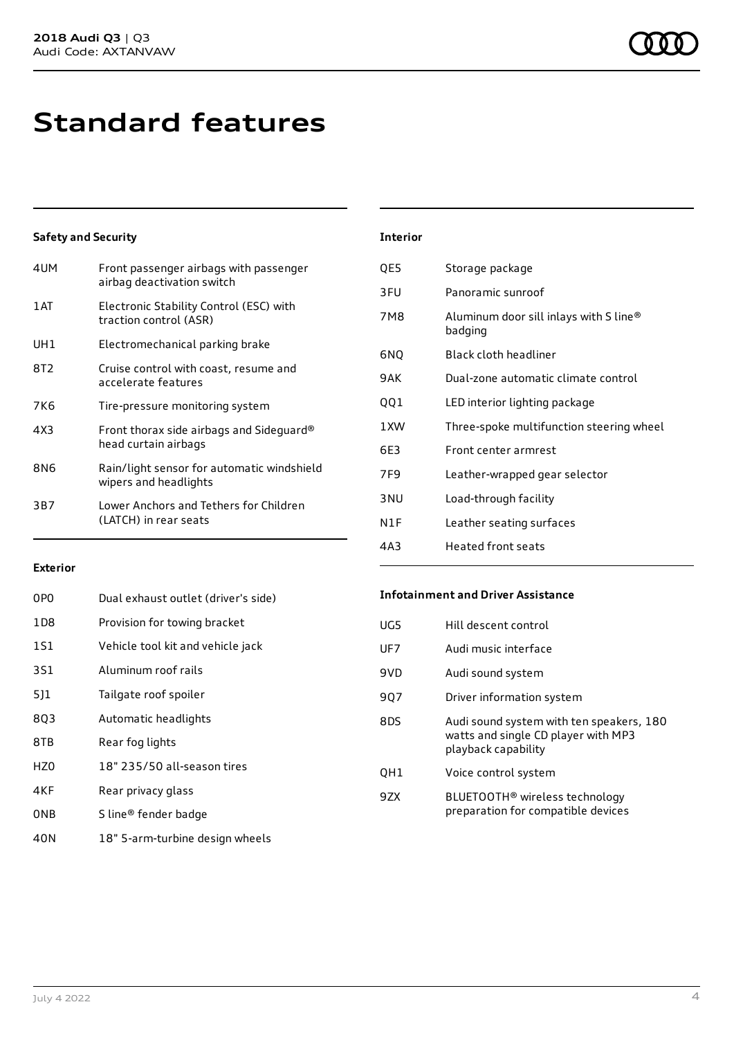# Standard features

### Safety and Security

| | |
|---|---|
| 4UM | Front passenger airbags with passenger airbag deactivation switch |
| 1AT | Electronic Stability Control (ESC) with traction control (ASR) |
| UH1 | Electromechanical parking brake |
| 8T2 | Cruise control with coast, resume and accelerate features |
| 7K6 | Tire-pressure monitoring system |
| 4X3 | Front thorax side airbags and Sideguard® head curtain airbags |
| 8N6 | Rain/light sensor for automatic windshield wipers and headlights |
| 3B7 | Lower Anchors and Tethers for Children (LATCH) in rear seats |

### Exterior

| | |
|---|---|
| 0P0 | Dual exhaust outlet (driver's side) |
| 1D8 | Provision for towing bracket |
| 1S1 | Vehicle tool kit and vehicle jack |
| 3S1 | Aluminum roof rails |
| 5J1 | Tailgate roof spoiler |
| 8Q3 | Automatic headlights |
| 8TB | Rear fog lights |
| HZ0 | 18" 235/50 all-season tires |
| 4KF | Rear privacy glass |
| 0NB | S line® fender badge |
| 40N | 18" 5-arm-turbine design wheels |

### Interior

| | |
|---|---|
| QE5 | Storage package |
| 3FU | Panoramic sunroof |
| 7M8 | Aluminum door sill inlays with S line® badging |
| 6NQ | Black cloth headliner |
| 9AK | Dual-zone automatic climate control |
| QQ1 | LED interior lighting package |
| 1XW | Three-spoke multifunction steering wheel |
| 6E3 | Front center armrest |
| 7F9 | Leather-wrapped gear selector |
| 3NU | Load-through facility |
| N1F | Leather seating surfaces |
| 4A3 | Heated front seats |

### Infotainment and Driver Assistance

| | |
|---|---|
| UG5 | Hill descent control |
| UF7 | Audi music interface |
| 9VD | Audi sound system |
| 9Q7 | Driver information system |
| 8DS | Audi sound system with ten speakers, 180 watts and single CD player with MP3 playback capability |
| QH1 | Voice control system |
| 9ZX | BLUETOOTH® wireless technology preparation for compatible devices |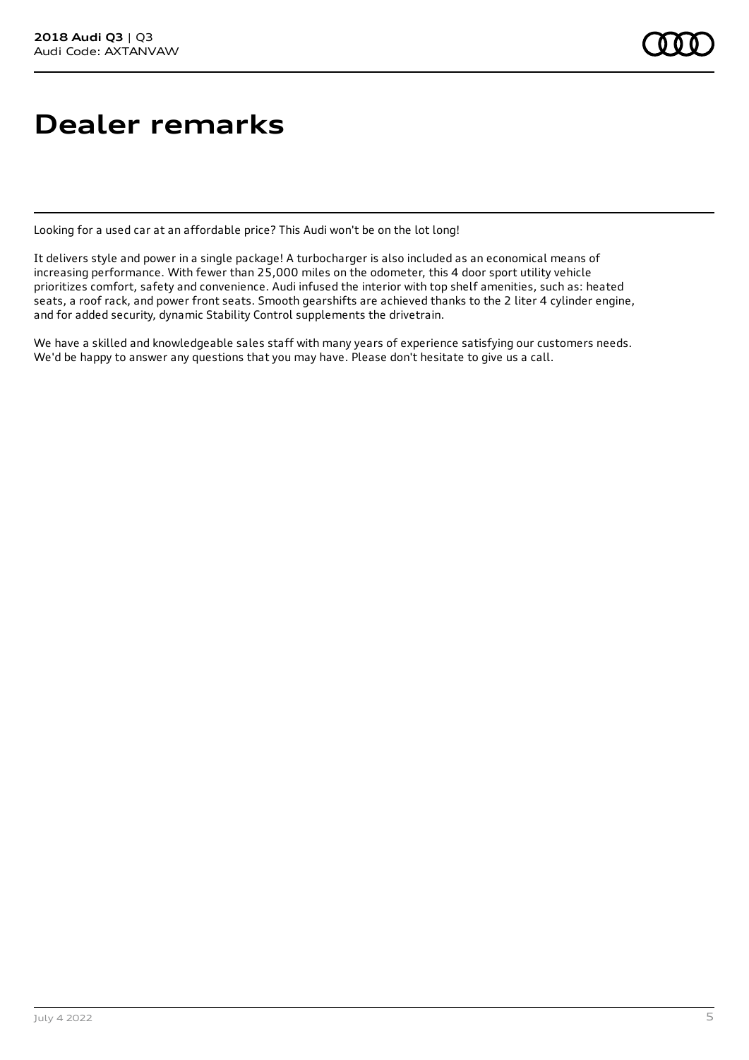# Dealer remarks

Looking for a used car at an affordable price? This Audi won't be on the lot long!

It delivers style and power in a single package! A turbocharger is also included as an economical means of increasing performance. With fewer than 25,000 miles on the odometer, this 4 door sport utility vehicle prioritizes comfort, safety and convenience. Audi infused the interior with top shelf amenities, such as: heated seats, a roof rack, and power front seats. Smooth gearshifts are achieved thanks to the 2 liter 4 cylinder engine, and for added security, dynamic Stability Control supplements the drivetrain.

We have a skilled and knowledgeable sales staff with many years of experience satisfying our customers needs. We'd be happy to answer any questions that you may have. Please don't hesitate to give us a call.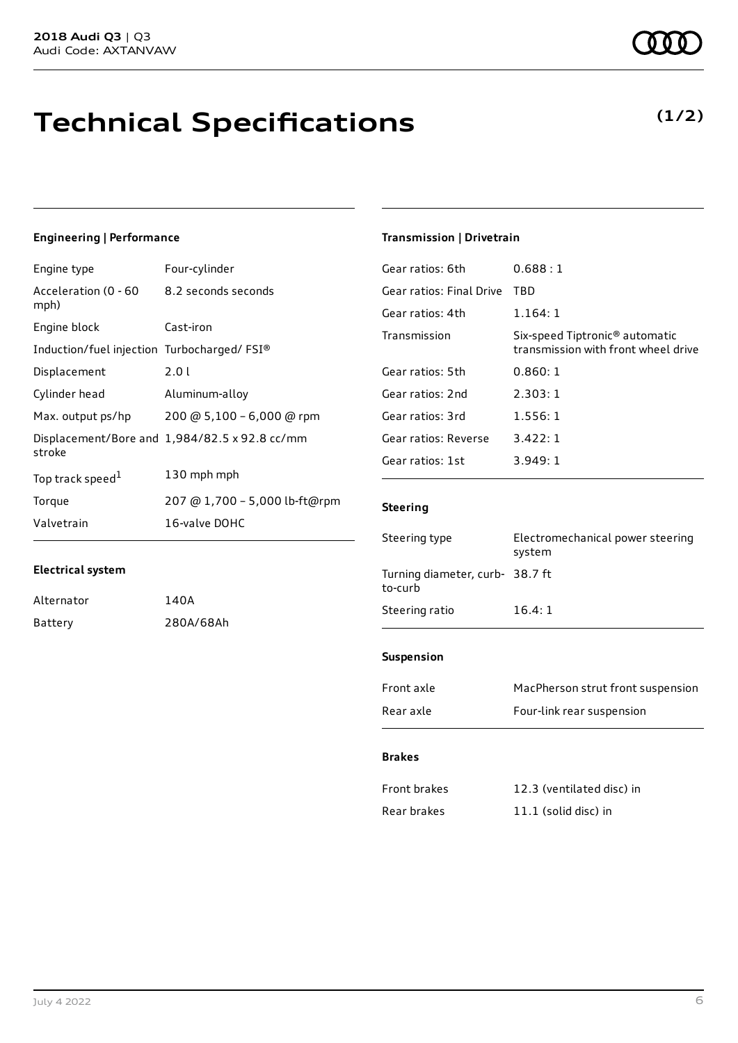# Technical Specifications

**(1/2)**

### Engineering | Performance

| | |
|---|---|
| Engine type | Four-cylinder |
| Acceleration (0 - 60 mph) | 8.2 seconds seconds |
| Engine block | Cast-iron |
| Induction/fuel injection | Turbocharged/ FSI® |
| Displacement | 2.0 l |
| Cylinder head | Aluminum-alloy |
| Max. output ps/hp | 200 @ 5,100 – 6,000 @ rpm |
| Displacement/Bore and stroke | 1,984/82.5 x 92.8 cc/mm |
| Top track speed[1] | 130 mph mph |
| Torque | 207 @ 1,700 – 5,000 lb-ft@rpm |
| Valvetrain | 16-valve DOHC |

### Electrical system

| | |
|---|---|
| Alternator | 140A |
| Battery | 280A/68Ah |

### Transmission | Drivetrain

| | |
|---|---|
| Gear ratios: 6th | 0.688 : 1 |
| Gear ratios: Final Drive | TBD |
| Gear ratios: 4th | 1.164: 1 |
| Transmission | Six-speed Tiptronic® automatic transmission with front wheel drive |
| Gear ratios: 5th | 0.860: 1 |
| Gear ratios: 2nd | 2.303: 1 |
| Gear ratios: 3rd | 1.556: 1 |
| Gear ratios: Reverse | 3.422: 1 |
| Gear ratios: 1st | 3.949: 1 |

### Steering

| | |
|---|---|
| Steering type | Electromechanical power steering system |
| Turning diameter, curb-to-curb | 38.7 ft |
| Steering ratio | 16.4: 1 |

### Suspension

| | |
|---|---|
| Front axle | MacPherson strut front suspension |
| Rear axle | Four-link rear suspension |

### Brakes

| | |
|---|---|
| Front brakes | 12.3 (ventilated disc) in |
| Rear brakes | 11.1 (solid disc) in |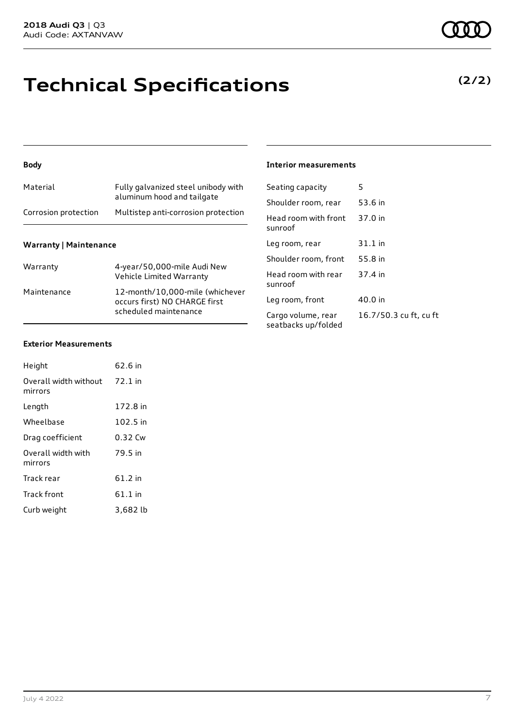# Technical Specifications

**(2/2)**

### Body

| | |
|---|---|
| Material | Fully galvanized steel unibody with aluminum hood and tailgate |
| Corrosion protection | Multistep anti-corrosion protection |

### Warranty | Maintenance

| | |
|---|---|
| Warranty | 4-year/50,000-mile Audi New Vehicle Limited Warranty |
| Maintenance | 12-month/10,000-mile (whichever occurs first) NO CHARGE first scheduled maintenance |

### Exterior Measurements

| | |
|---|---|
| Height | 62.6 in |
| Overall width without mirrors | 72.1 in |
| Length | 172.8 in |
| Wheelbase | 102.5 in |
| Drag coefficient | 0.32 Cw |
| Overall width with mirrors | 79.5 in |
| Track rear | 61.2 in |
| Track front | 61.1 in |
| Curb weight | 3,682 lb |

### Interior measurements

| | |
|---|---|
| Seating capacity | 5 |
| Shoulder room, rear | 53.6 in |
| Head room with front sunroof | 37.0 in |
| Leg room, rear | 31.1 in |
| Shoulder room, front | 55.8 in |
| Head room with rear sunroof | 37.4 in |
| Leg room, front | 40.0 in |
| Cargo volume, rear seatbacks up/folded | 16.7/50.3 cu ft, cu ft |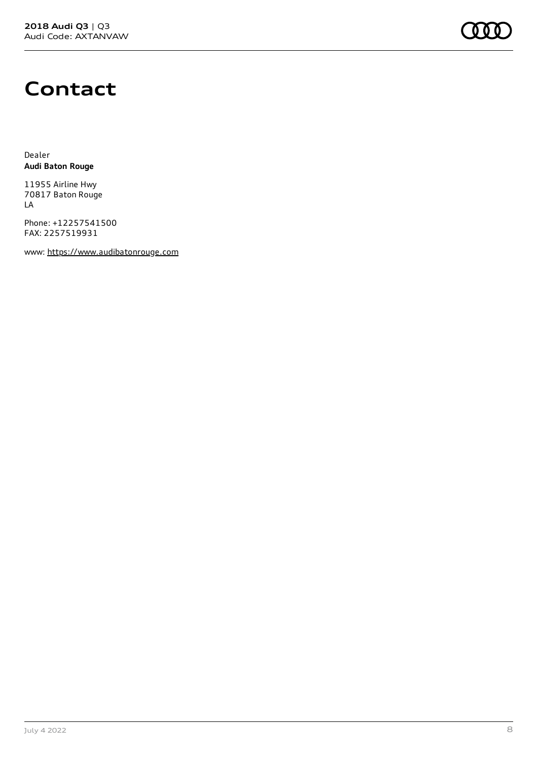# Contact

Dealer
**Audi Baton Rouge**

11955 Airline Hwy
70817 Baton Rouge
LA

Phone: +12257541500
FAX: 2257519931

www: https://www.audibatonrouge.com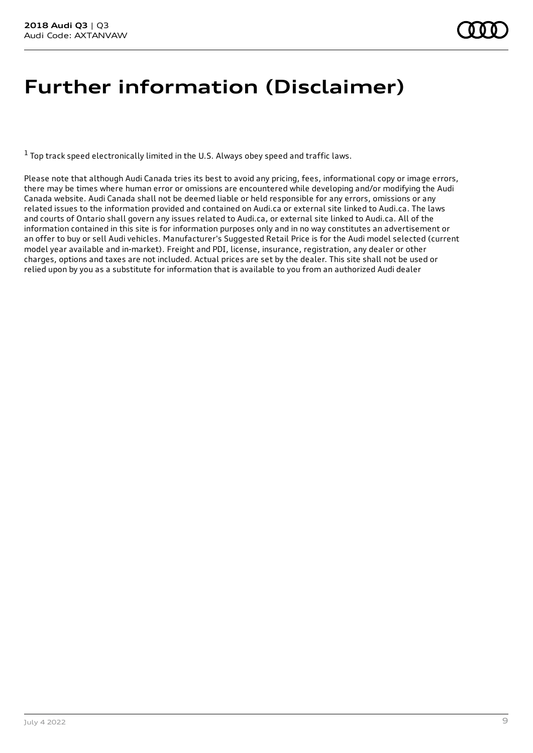# Further information (Disclaimer)

[1] Top track speed electronically limited in the U.S. Always obey speed and traffic laws.

Please note that although Audi Canada tries its best to avoid any pricing, fees, informational copy or image errors, there may be times where human error or omissions are encountered while developing and/or modifying the Audi Canada website. Audi Canada shall not be deemed liable or held responsible for any errors, omissions or any related issues to the information provided and contained on Audi.ca or external site linked to Audi.ca. The laws and courts of Ontario shall govern any issues related to Audi.ca, or external site linked to Audi.ca. All of the information contained in this site is for information purposes only and in no way constitutes an advertisement or an offer to buy or sell Audi vehicles. Manufacturer's Suggested Retail Price is for the Audi model selected (current model year available and in-market). Freight and PDI, license, insurance, registration, any dealer or other charges, options and taxes are not included. Actual prices are set by the dealer. This site shall not be used or relied upon by you as a substitute for information that is available to you from an authorized Audi dealer